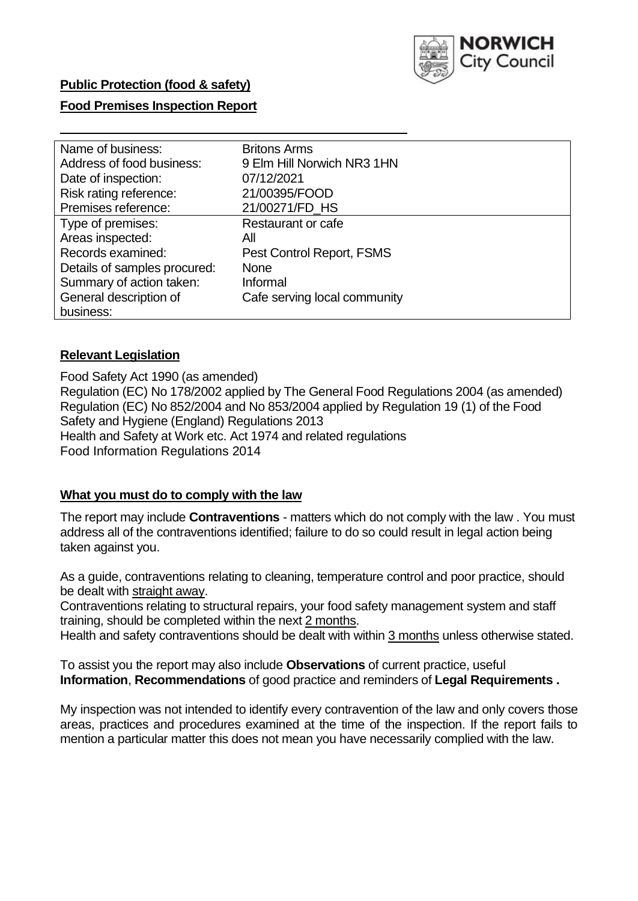**Public Protection (food & safety)**

**Food Premises Inspection Report**

| Name of business: | Britons Arms |
|---|---|
| Address of food business: | 9 Elm Hill Norwich NR3 1HN |
| Date of inspection: | 07/12/2021 |
| Risk rating reference: | 21/00395/FOOD |
| Premises reference: | 21/00271/FD_HS |
| Type of premises: | Restaurant or cafe |
| Areas inspected: | All |
| Records examined: | Pest Control Report, FSMS |
| Details of samples procured: | None |
| Summary of action taken: | Informal |
| General description of business: | Cafe serving local community |

## Relevant Legislation

Food Safety Act 1990 (as amended)
Regulation (EC) No 178/2002 applied by The General Food Regulations 2004 (as amended)
Regulation (EC) No 852/2004 and No 853/2004 applied by Regulation 19 (1) of the Food Safety and Hygiene (England) Regulations 2013
Health and Safety at Work etc. Act 1974 and related regulations
Food Information Regulations 2014

## What you must do to comply with the law

The report may include **Contraventions** - matters which do not comply with the law . You must address all of the contraventions identified; failure to do so could result in legal action being taken against you.

As a guide, contraventions relating to cleaning, temperature control and poor practice, should be dealt with straight away.

Contraventions relating to structural repairs, your food safety management system and staff training, should be completed within the next 2 months.

Health and safety contraventions should be dealt with within 3 months unless otherwise stated.

To assist you the report may also include **Observations** of current practice, useful **Information**, **Recommendations** of good practice and reminders of **Legal Requirements .**

My inspection was not intended to identify every contravention of the law and only covers those areas, practices and procedures examined at the time of the inspection. If the report fails to mention a particular matter this does not mean you have necessarily complied with the law.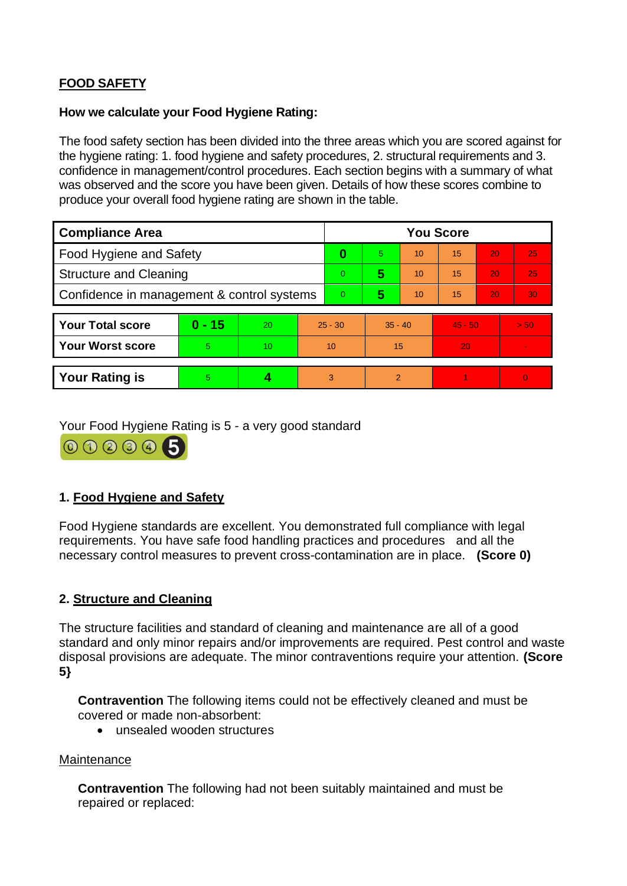**FOOD SAFETY**

**How we calculate your Food Hygiene Rating:**

The food safety section has been divided into the three areas which you are scored against for the hygiene rating: 1. food hygiene and safety procedures, 2. structural requirements and 3. confidence in management/control procedures. Each section begins with a summary of what was observed and the score you have been given. Details of how these scores combine to produce your overall food hygiene rating are shown in the table.

| Compliance Area | You Score | | | | | |
|---|---|---|---|---|---|---|
| Food Hygiene and Safety | **0** | 5 | 10 | 15 | 20 | 25 |
| Structure and Cleaning | 0 | **5** | 10 | 15 | 20 | 25 |
| Confidence in management & control systems | 0 | **5** | 10 | 15 | 20 | 30 |

| | | | | | | |
|---|---|---|---|---|---|---|
| **Your Total score** | **0 - 15** | 20 | 25 - 30 | 35 - 40 | 45 - 50 | > 50 |
| **Your Worst score** | 5 | 10 | 10 | 15 | 20 | - |

| | | | | | | |
|---|---|---|---|---|---|---|
| **Your Rating is** | 5 | **4** | 3 | 2 | 1 | 0 |

Your Food Hygiene Rating is 5 - a very good standard

## 1. Food Hygiene and Safety

Food Hygiene standards are excellent. You demonstrated full compliance with legal requirements. You have safe food handling practices and procedures and all the necessary control measures to prevent cross-contamination are in place. **(Score 0)**

## 2. Structure and Cleaning

The structure facilities and standard of cleaning and maintenance are all of a good standard and only minor repairs and/or improvements are required. Pest control and waste disposal provisions are adequate. The minor contraventions require your attention. **(Score 5}**

**Contravention** The following items could not be effectively cleaned and must be covered or made non-absorbent:

- unsealed wooden structures

Maintenance

**Contravention** The following had not been suitably maintained and must be repaired or replaced: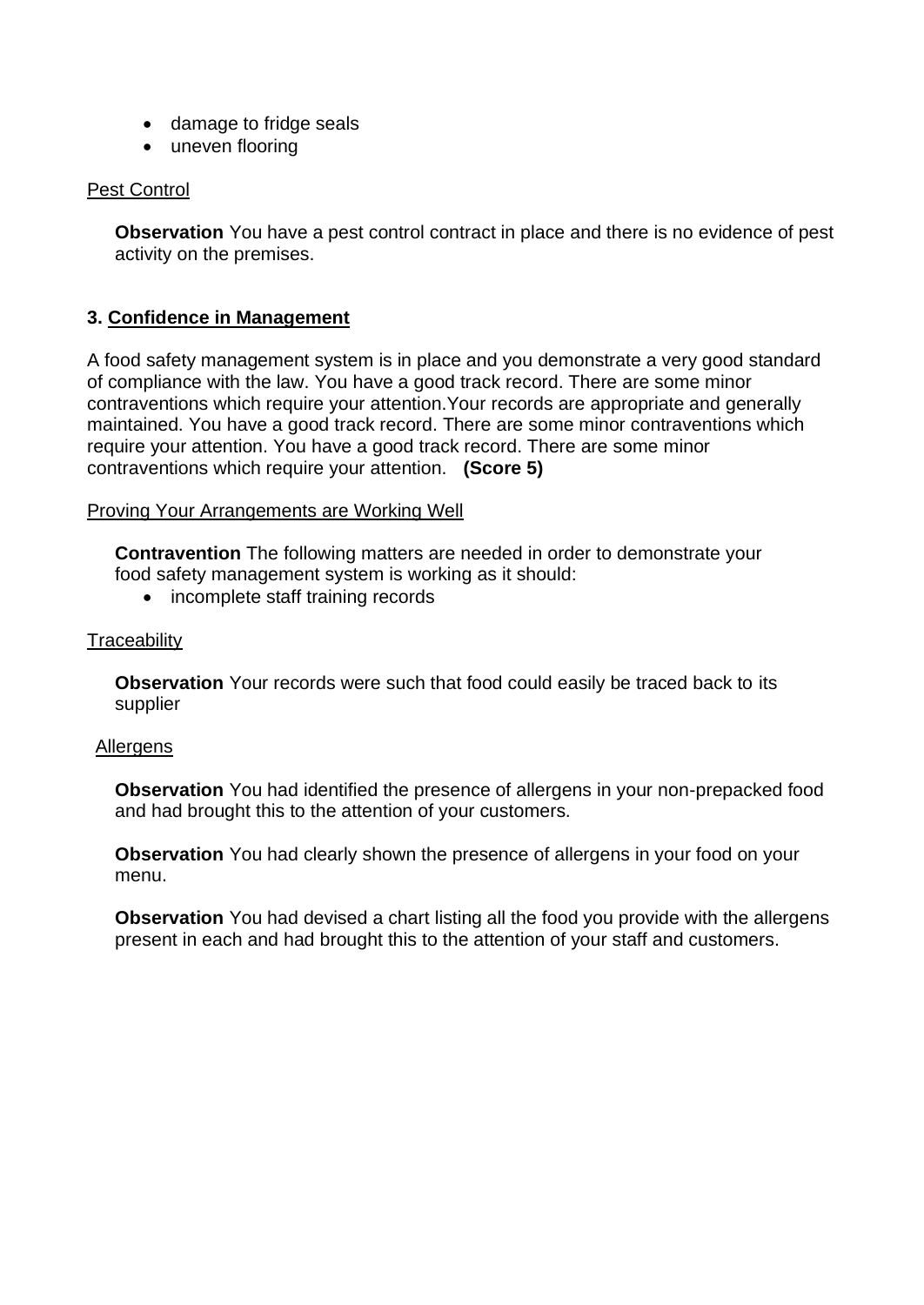- damage to fridge seals
- uneven flooring

Pest Control

**Observation** You have a pest control contract in place and there is no evidence of pest activity on the premises.

### 3. Confidence in Management

A food safety management system is in place and you demonstrate a very good standard of compliance with the law. You have a good track record. There are some minor contraventions which require your attention.Your records are appropriate and generally maintained. You have a good track record. There are some minor contraventions which require your attention. You have a good track record. There are some minor contraventions which require your attention. **(Score 5)**

Proving Your Arrangements are Working Well

**Contravention** The following matters are needed in order to demonstrate your food safety management system is working as it should:

- incomplete staff training records

Traceability

**Observation** Your records were such that food could easily be traced back to its supplier

Allergens

**Observation** You had identified the presence of allergens in your non-prepacked food and had brought this to the attention of your customers.

**Observation** You had clearly shown the presence of allergens in your food on your menu.

**Observation** You had devised a chart listing all the food you provide with the allergens present in each and had brought this to the attention of your staff and customers.